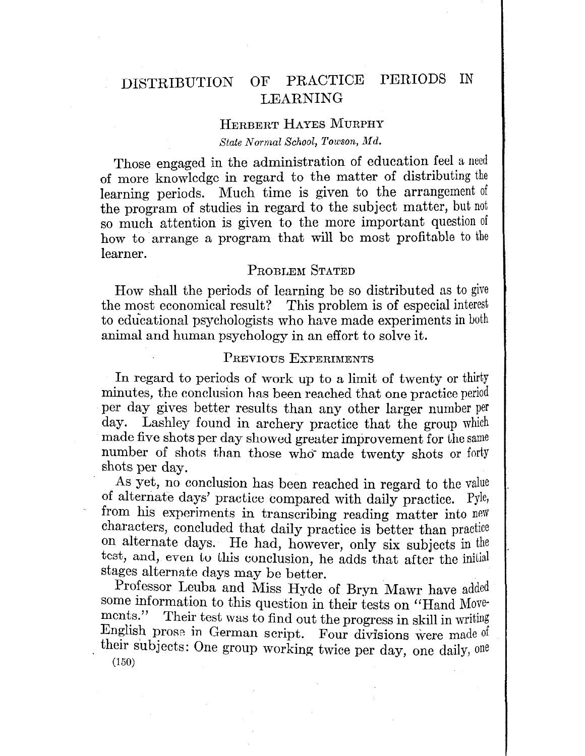# DISTRIBUTION OF PRACTICE PERIODS IN LEARNING

HERBERT HAYES MURPHY

*State Normal School, Towson, Md.*

Those engaged in the administration of education feel a need of more knowledge in regard to the matter of distributing the learning periods. Much time is given to the arrangement of the program of studies in regard to the subject matter, but not so much attention is given to the more important question of how to arrange a program that will be most profitable to the learner.

## PROBLEM STATED

How shall the periods of learning be so distributed as to give the most economical result? This problem is of especial interest to educational psychologists who have made experiments in both animal and human psychology in an effort to solve it.

## PREVIOUS EXPERIMENTS

In regard to periods of work up to a limit of twenty or thirty minutes, the conclusion has been reached that one practice period per day gives better results than any other larger number per day. Lashley found in archery practice that the group which made five shots per day showed greater improvement for the same number of shots than those who made twenty shots or forty shots per day.

As yet, no conclusion has been reached in regard to the value of alternate days' practice compared with daily practice. Pyle, from his experiments in transcribing reading matter into new characters, concluded that daily practice is better than practice on alternate days. He had, however, only six subjects in the test, and, even to this conclusion, he adds that after the initial stages alternate days may be better.

Professor Leuba and Miss Hyde of Bryn Mawr have added some information to this question in their tests on "Hand Movements." Their test was to find out the progress in skill in writing English prose in German script. Four divisions were made of their subjects: One group working twice per day, one daily, one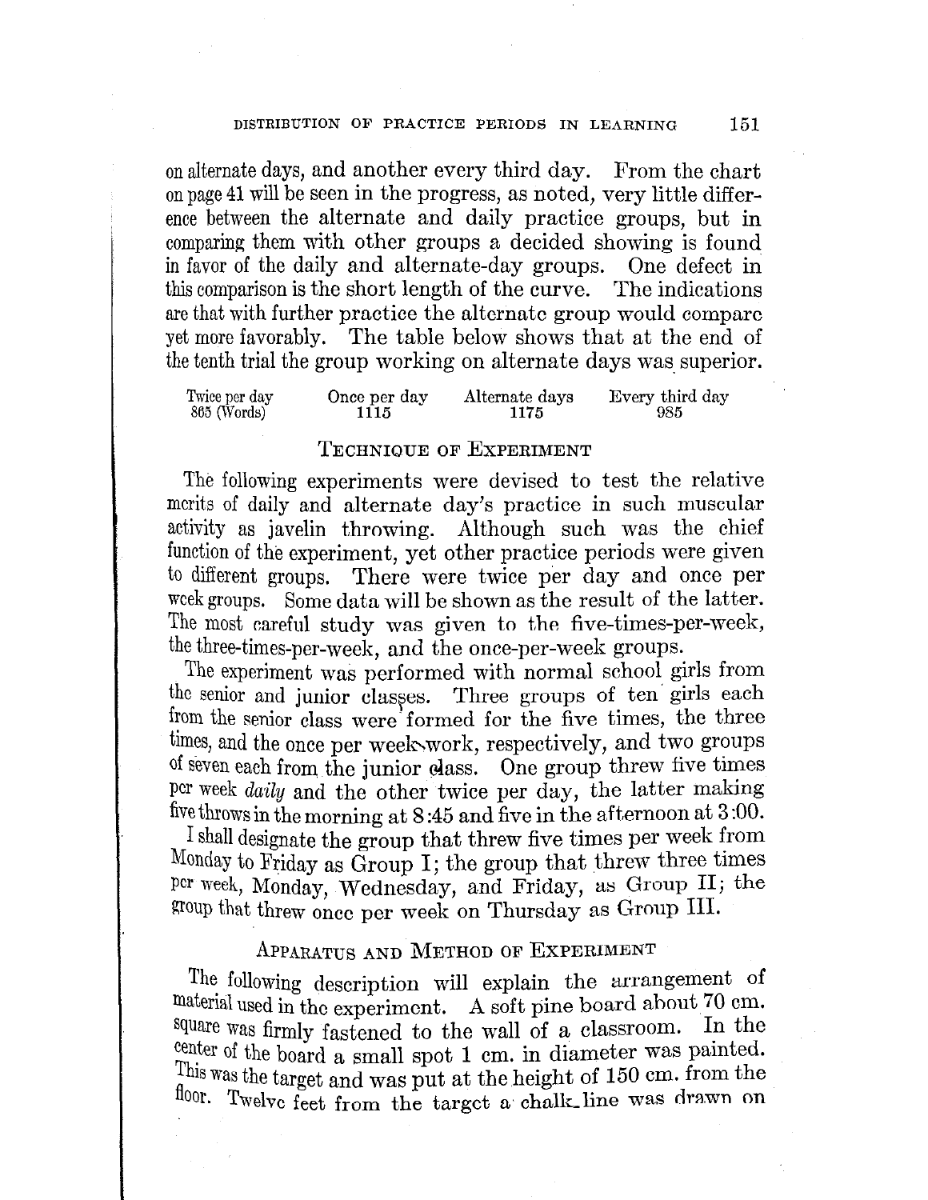on alternate days, and another every third day. From the chart on page 41 will be seen in the progress, as noted, very little difference between the alternate and daily practice groups, but in comparing them with other groups a decided showing is found in favor of the daily and alternate-day groups. One defect in this comparison is the short length of the curve. The indications are that with further practice the alternate group would compare yet more favorably. The table below shows that at the end of the tenth trial the group working on alternate days was superior.

| Twice per day | Once per day | Alternate days | Every third day |
|---|---|---|---|
| 865 (Words) | 1115 | 1175 | 985 |

## Technique of Experiment

The following experiments were devised to test the relative merits of daily and alternate day's practice in such muscular activity as javelin throwing. Although such was the chief function of the experiment, yet other practice periods were given to different groups. There were twice per day and once per week groups. Some data will be shown as the result of the latter. The most careful study was given to the five-times-per-week, the three-times-per-week, and the once-per-week groups.

The experiment was performed with normal school girls from the senior and junior classes. Three groups of ten girls each from the senior class were formed for the five times, the three times, and the once per week work, respectively, and two groups of seven each from the junior class. One group threw five times per week *daily* and the other twice per day, the latter making five throws in the morning at 8:45 and five in the afternoon at 3:00.

I shall designate the group that threw five times per week from Monday to Friday as Group I; the group that threw three times per week, Monday, Wednesday, and Friday, as Group II; the group that threw once per week on Thursday as Group III.

## Apparatus and Method of Experiment

The following description will explain the arrangement of material used in the experiment. A soft pine board about 70 cm. square was firmly fastened to the wall of a classroom. In the center of the board a small spot 1 cm. in diameter was painted. This was the target and was put at the height of 150 cm. from the floor. Twelve feet from the target a chalk line was drawn on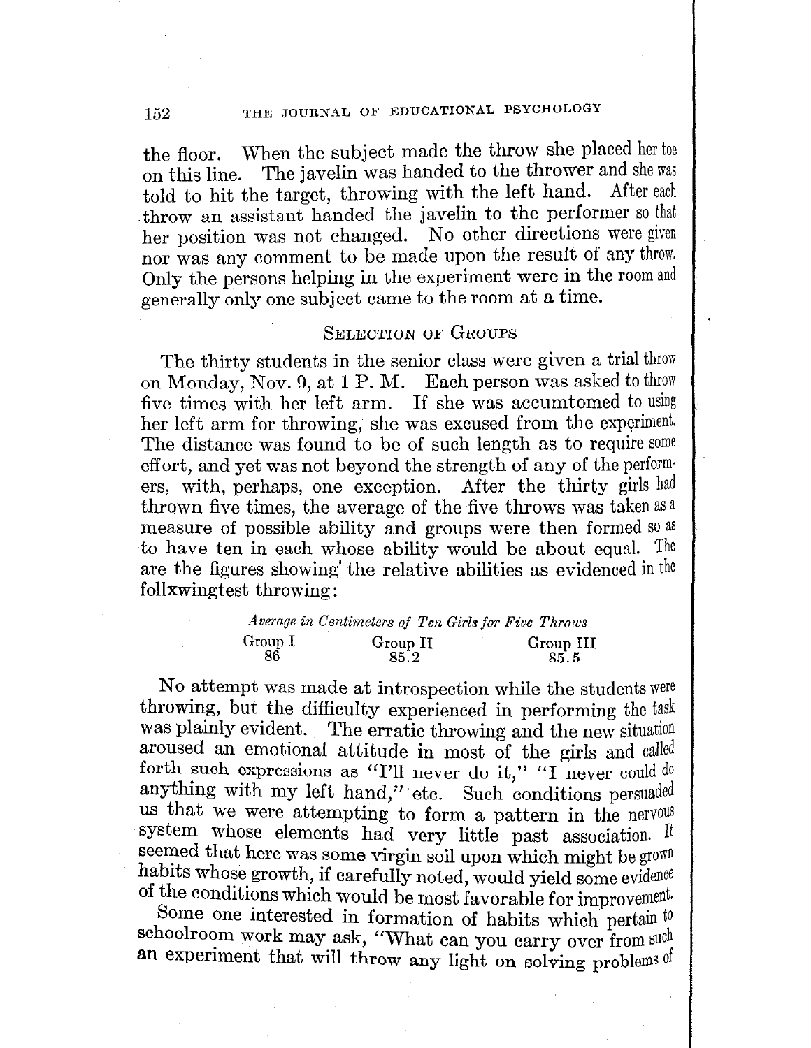the floor. When the subject made the throw she placed her toe on this line. The javelin was handed to the thrower and she was told to hit the target, throwing with the left hand. After each throw an assistant handed the javelin to the performer so that her position was not changed. No other directions were given nor was any comment to be made upon the result of any throw. Only the persons helping in the experiment were in the room and generally only one subject came to the room at a time.

## Selection of Groups

The thirty students in the senior class were given a trial throw on Monday, Nov. 9, at 1 P. M. Each person was asked to throw five times with her left arm. If she was accumtomed to using her left arm for throwing, she was excused from the experiment. The distance was found to be of such length as to require some effort, and yet was not beyond the strength of any of the performers, with, perhaps, one exception. After the thirty girls had thrown five times, the average of the five throws was taken as a measure of possible ability and groups were then formed so as to have ten in each whose ability would be about equal. The are the figures showing the relative abilities as evidenced in the follxwingtest throwing:

*Average in Centimeters of Ten Girls for Five Throws*

| Group I | Group II | Group III |
|---|---|---|
| 86 | 85.2 | 85.5 |

No attempt was made at introspection while the students were throwing, but the difficulty experienced in performing the task was plainly evident. The erratic throwing and the new situation aroused an emotional attitude in most of the girls and called forth such expressions as "I'll never do it," "I never could do anything with my left hand," etc. Such conditions persuaded us that we were attempting to form a pattern in the nervous system whose elements had very little past association. It seemed that here was some virgin soil upon which might be grown habits whose growth, if carefully noted, would yield some evidence of the conditions which would be most favorable for improvement.

Some one interested in formation of habits which pertain to schoolroom work may ask, "What can you carry over from such an experiment that will throw any light on solving problems of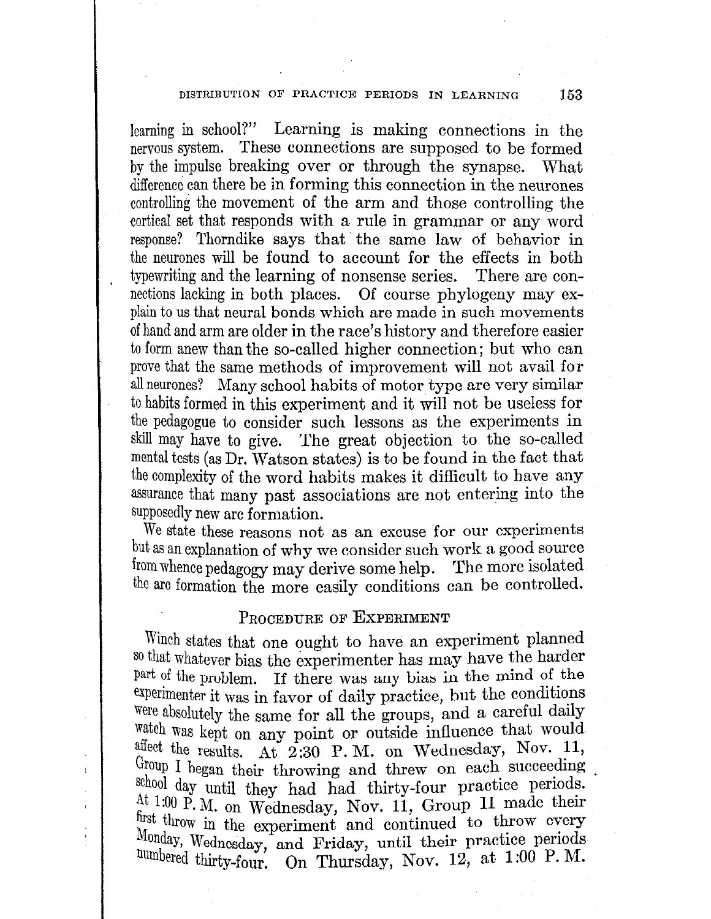learning in school?" Learning is making connections in the nervous system. These connections are supposed to be formed by the impulse breaking over or through the synapse. What difference can there be in forming this connection in the neurones controlling the movement of the arm and those controlling the cortical set that responds with a rule in grammar or any word response? Thorndike says that the same law of behavior in the neurones will be found to account for the effects in both typewriting and the learning of nonsense series. There are connections lacking in both places. Of course phylogeny may explain to us that neural bonds which are made in such movements of hand and arm are older in the race's history and therefore easier to form anew than the so-called higher connection; but who can prove that the same methods of improvement will not avail for all neurones? Many school habits of motor type are very similar to habits formed in this experiment and it will not be useless for the pedagogue to consider such lessons as the experiments in skill may have to give. The great objection to the so-called mental tests (as Dr. Watson states) is to be found in the fact that the complexity of the word habits makes it difficult to have any assurance that many past associations are not entering into the supposedly new arc formation.

We state these reasons not as an excuse for our experiments but as an explanation of why we consider such work a good source from whence pedagogy may derive some help. The more isolated the arc formation the more easily conditions can be controlled.

## Procedure of Experiment

Winch states that one ought to have an experiment planned so that whatever bias the experimenter has may have the harder part of the problem. If there was any bias in the mind of the experimenter it was in favor of daily practice, but the conditions were absolutely the same for all the groups, and a careful daily watch was kept on any point or outside influence that would affect the results. At 2:30 P. M. on Wednesday, Nov. 11, Group I began their throwing and threw on each succeeding school day until they had had thirty-four practice periods. At 1:00 P. M. on Wednesday, Nov. 11, Group II made their first throw in the experiment and continued to throw every Monday, Wednesday, and Friday, until their practice periods numbered thirty-four. On Thursday, Nov. 12, at 1:00 P. M.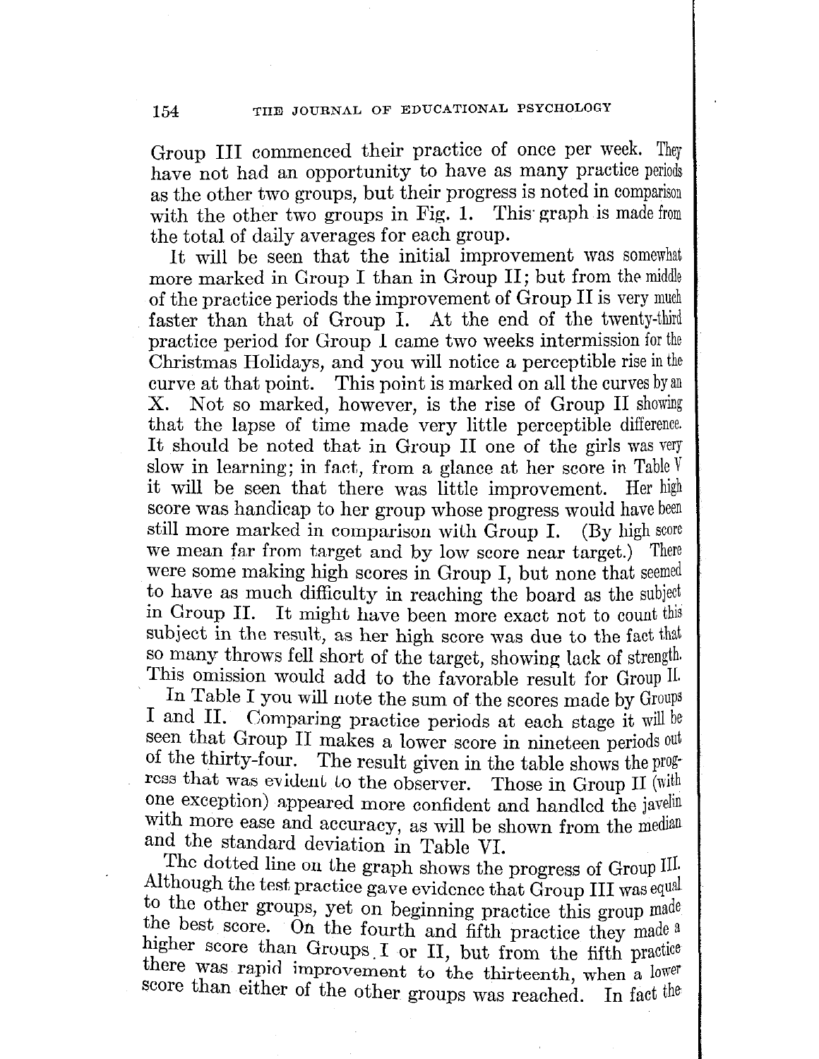Group III commenced their practice of once per week. They have not had an opportunity to have as many practice periods as the other two groups, but their progress is noted in comparison with the other two groups in Fig. 1. This graph is made from the total of daily averages for each group.

It will be seen that the initial improvement was somewhat more marked in Group I than in Group II; but from the middle of the practice periods the improvement of Group II is very much faster than that of Group I. At the end of the twenty-third practice period for Group I came two weeks intermission for the Christmas Holidays, and you will notice a perceptible rise in the curve at that point. This point is marked on all the curves by an X. Not so marked, however, is the rise of Group II showing that the lapse of time made very little perceptible difference. It should be noted that in Group II one of the girls was very slow in learning; in fact, from a glance at her score in Table V it will be seen that there was little improvement. Her high score was handicap to her group whose progress would have been still more marked in comparison with Group I. (By high score we mean far from target and by low score near target.) There were some making high scores in Group I, but none that seemed to have as much difficulty in reaching the board as the subject in Group II. It might have been more exact not to count this subject in the result, as her high score was due to the fact that so many throws fell short of the target, showing lack of strength. This omission would add to the favorable result for Group II.

In Table I you will note the sum of the scores made by Groups I and II. Comparing practice periods at each stage it will be seen that Group II makes a lower score in nineteen periods out of the thirty-four. The result given in the table shows the progress that was evident to the observer. Those in Group II (with one exception) appeared more confident and handled the javelin with more ease and accuracy, as will be shown from the median and the standard deviation in Table VI.

The dotted line on the graph shows the progress of Group III. Although the test practice gave evidence that Group III was equal to the other groups, yet on beginning practice this group made the best score. On the fourth and fifth practice they made a higher score than Groups I or II, but from the fifth practice there was rapid improvement to the thirteenth, when a lower score than either of the other groups was reached. In fact the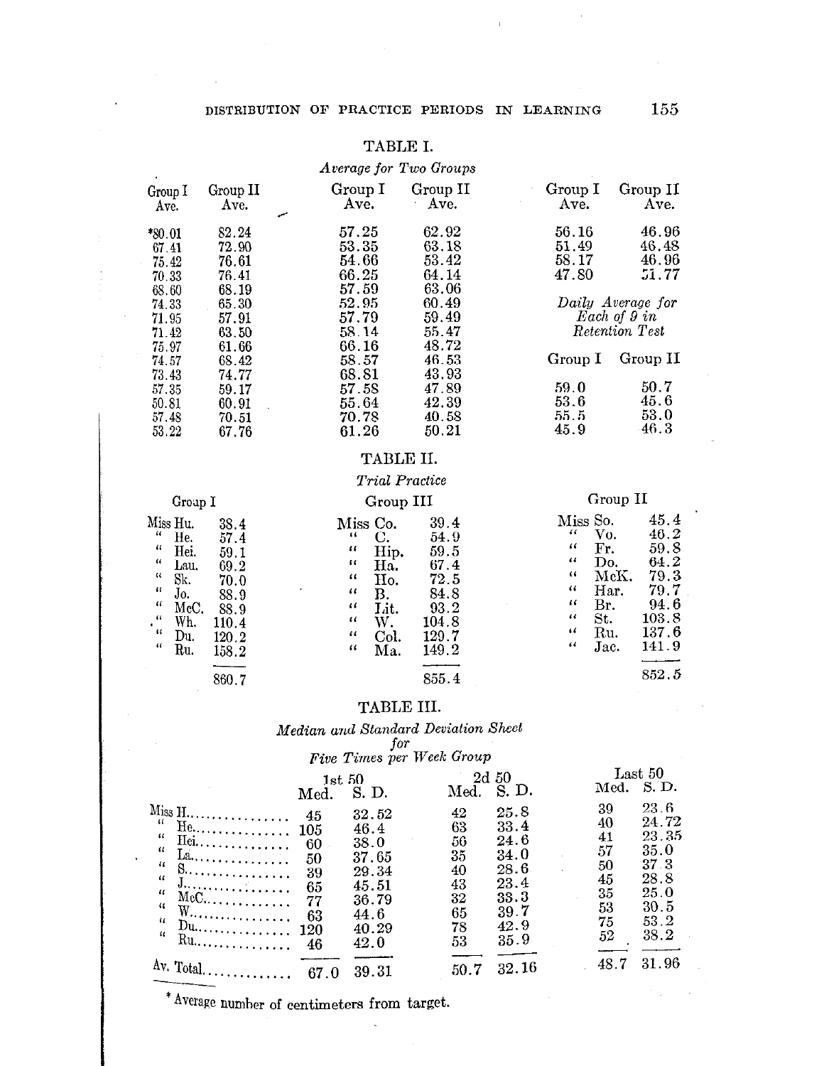## TABLE I.

*Average for Two Groups*

| Group I Ave. | Group II Ave. | Group I Ave. | Group II Ave. | Group I Ave. | Group II Ave. |
|---|---|---|---|---|---|
| *80.01 | 82.24 | 57.25 | 62.92 | 56.16 | 46.96 |
| 67.41 | 72.90 | 53.35 | 63.18 | 51.49 | 46.48 |
| 75.42 | 76.61 | 54.66 | 53.42 | 58.17 | 46.96 |
| 70.33 | 76.41 | 66.25 | 64.14 | 47.80 | 51.77 |
| 68.60 | 68.19 | 57.59 | 63.06 | | |
| 74.33 | 65.30 | 52.95 | 60.49 | | |
| 71.95 | 57.91 | 57.79 | 59.49 | | |
| 71.42 | 63.50 | 58.14 | 55.47 | | |
| 75.97 | 61.66 | 66.16 | 48.72 | | |
| 74.57 | 68.42 | 58.57 | 46.53 | | |
| 73.43 | 74.77 | 68.81 | 43.93 | | |
| 57.35 | 59.17 | 57.58 | 47.89 | | |
| 50.81 | 60.91 | 55.64 | 42.39 | | |
| 57.48 | 70.51 | 70.78 | 40.58 | | |
| 53.22 | 67.76 | 61.26 | 50.21 | | |

*Daily Average for Each of 9 in Retention Test*

| Group I | Group II |
|---|---|
| 59.0 | 50.7 |
| 53.6 | 45.6 |
| 55.5 | 53.0 |
| 45.9 | 46.3 |

## TABLE II.

*Trial Practice*

| Group I | | Group III | | Group II | |
|---|---|---|---|---|---|
| Miss Hu. | 38.4 | Miss Co. | 39.4 | Miss So. | 45.4 |
| " He. | 57.4 | " C. | 54.9 | " Vo. | 46.2 |
| " Hei. | 59.1 | " Hip. | 59.5 | " Fr. | 59.8 |
| " Lau. | 69.2 | " Ha. | 67.4 | " Do. | 64.2 |
| " Sk. | 70.0 | " Ho. | 72.5 | " McK. | 79.3 |
| " Jo. | 88.9 | " B. | 84.8 | " Har. | 79.7 |
| " McC. | 88.9 | " Lit. | 93.2 | " Br. | 94.6 |
| " Wh. | 110.4 | " W. | 104.8 | " St. | 103.8 |
| " Du. | 120.2 | " Col. | 129.7 | " Ru. | 137.6 |
| " Ru. | 158.2 | " Ma. | 149.2 | " Jac. | 141.9 |
| | 860.7 | | 855.4 | | 852.5 |

## TABLE III.

*Median and Standard Deviation Sheet for Five Times per Week Group*

| | 1st 50 | | 2d 50 | | Last 50 | |
|---|---|---|---|---|---|---|
| | Med. | S. D. | Med. | S. D. | Med. | S. D. |
| Miss H. | 45 | 32.52 | 42 | 25.8 | 39 | 23.6 |
| " He. | 105 | 46.4 | 63 | 33.4 | 40 | 24.72 |
| " Hei. | 60 | 38.0 | 56 | 24.6 | 41 | 23.35 |
| " La. | 50 | 37.65 | 35 | 34.0 | 57 | 35.0 |
| " S. | 39 | 29.34 | 40 | 28.6 | 50 | 37.3 |
| " J. | 65 | 45.51 | 43 | 23.4 | 45 | 28.8 |
| " McC. | 77 | 36.79 | 32 | 33.3 | 35 | 25.0 |
| " W. | 63 | 44.6 | 65 | 39.7 | 53 | 30.5 |
| " Du. | 120 | 40.29 | 78 | 42.9 | 75 | 53.2 |
| " Ru. | 46 | 42.0 | 53 | 35.9 | 52 | 38.2 |
| Av. Total | 67.0 | 39.31 | 50.7 | 32.16 | 48.7 | 31.96 |

\* Average number of centimeters from target.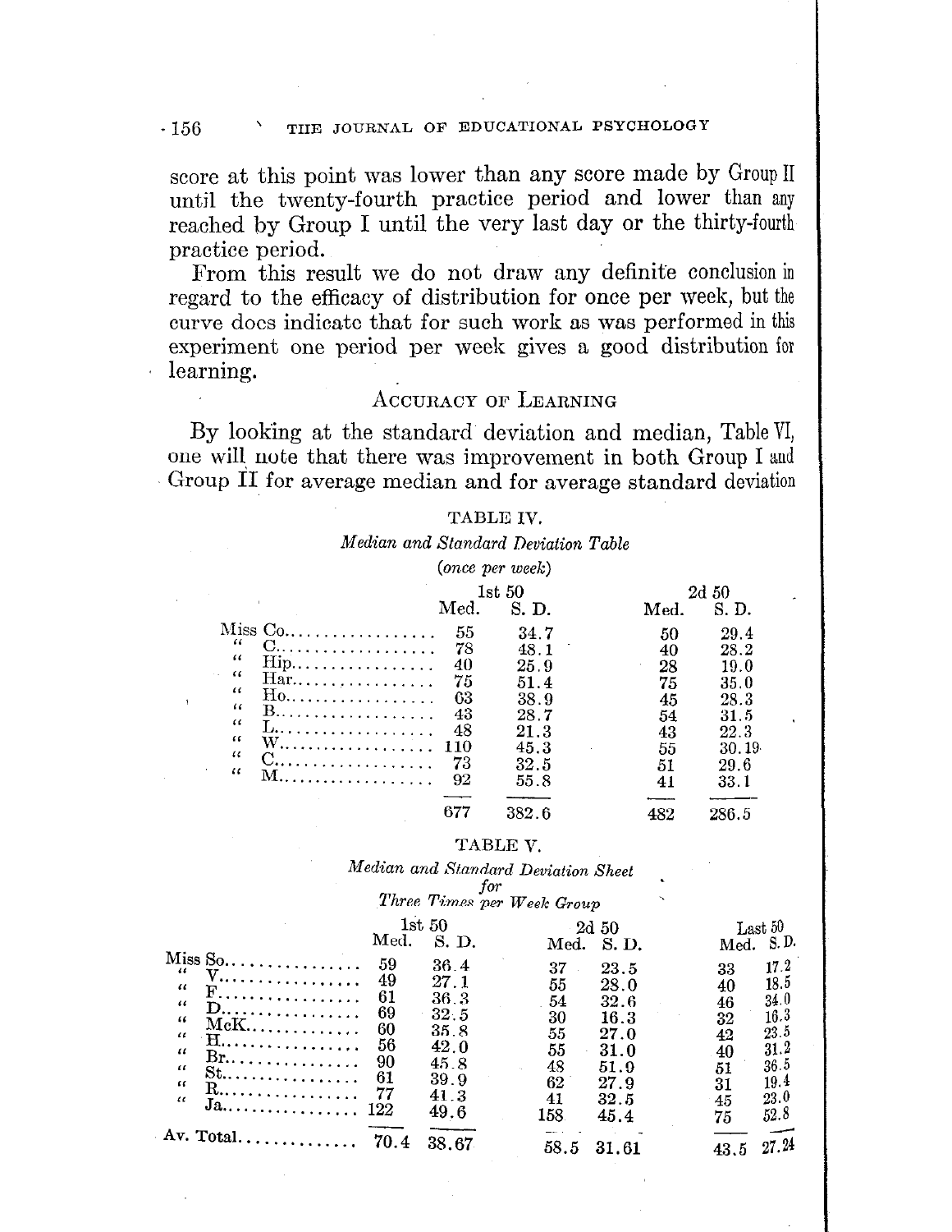score at this point was lower than any score made by Group II until the twenty-fourth practice period and lower than any reached by Group I until the very last day or the thirty-fourth practice period.

From this result we do not draw any definite conclusion in regard to the efficacy of distribution for once per week, but the curve does indicate that for such work as was performed in this experiment one period per week gives a good distribution for learning.

## Accuracy of Learning

By looking at the standard deviation and median, Table VI, one will note that there was improvement in both Group I and Group II for average median and for average standard deviation

TABLE IV.

*Median and Standard Deviation Table*

(*once per week*)

| | 1st 50 | | 2d 50 | |
|---|---|---|---|---|
| | Med. | S. D. | Med. | S. D. |
| Miss Co. | 55 | 34.7 | 50 | 29.4 |
| " C. | 78 | 48.1 | 40 | 28.2 |
| " Hip. | 40 | 25.9 | 28 | 19.0 |
| " Har. | 75 | 51.4 | 75 | 35.0 |
| " Ho. | 63 | 38.9 | 45 | 28.3 |
| " B. | 43 | 28.7 | 54 | 31.5 |
| " L. | 48 | 21.3 | 43 | 22.3 |
| " W. | 110 | 45.3 | 55 | 30.19 |
| " C. | 73 | 32.5 | 51 | 29.6 |
| " M. | 92 | 55.8 | 41 | 33.1 |
| | 677 | 382.6 | 482 | 286.5 |

TABLE V.

*Median and Standard Deviation Sheet for Three Times per Week Group*

| | 1st 50 | | 2d 50 | | Last 50 | |
|---|---|---|---|---|---|---|
| | Med. | S. D. | Med. | S. D. | Med. | S. D. |
| Miss So. | 59 | 36.4 | 37 | 23.5 | 33 | 17.2 |
| " V. | 49 | 27.1 | 55 | 28.0 | 40 | 18.5 |
| " F. | 61 | 36.3 | 54 | 32.6 | 46 | 34.0 |
| " D. | 69 | 32.5 | 30 | 16.3 | 32 | 16.3 |
| " McK. | 60 | 35.8 | 55 | 27.0 | 42 | 23.5 |
| " H. | 56 | 42.0 | 55 | 31.0 | 40 | 31.2 |
| " Br. | 90 | 45.8 | 48 | 51.9 | 51 | 36.5 |
| " St. | 61 | 39.9 | 62 | 27.9 | 31 | 19.4 |
| " R. | 77 | 41.3 | 41 | 32.5 | 45 | 23.0 |
| " Ja. | 122 | 49.6 | 158 | 45.4 | 75 | 52.8 |
| Av. Total | 70.4 | 38.67 | 58.5 | 31.61 | 43.5 | 27.24 |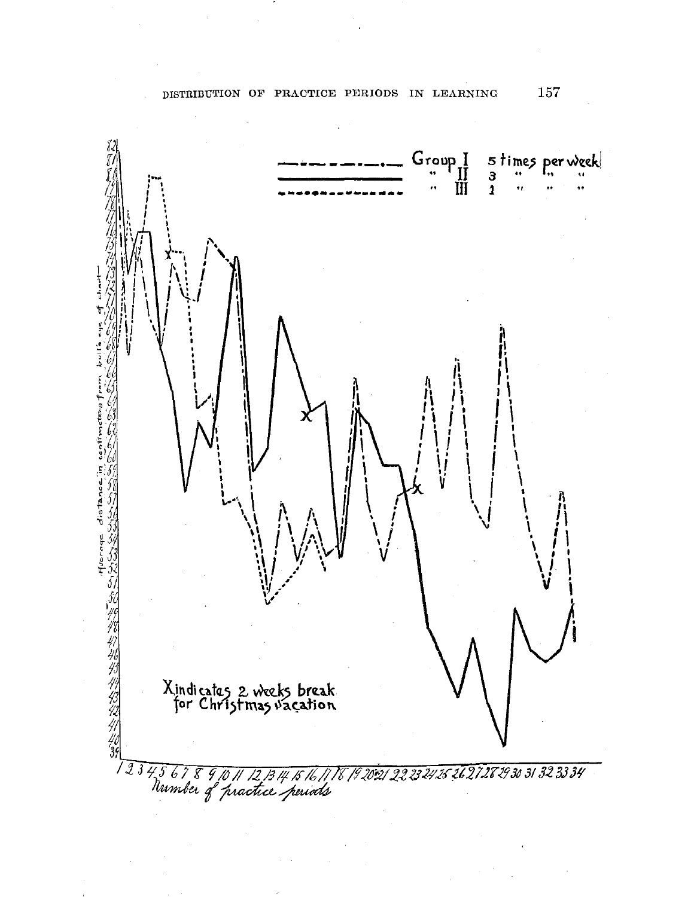Group I 5 times per week
" II 3 " " "
" III 1 " " "

Average distance in centimeters from bull's eye of chart

X indicates 2 weeks break for Christmas vacation

Number of practice periods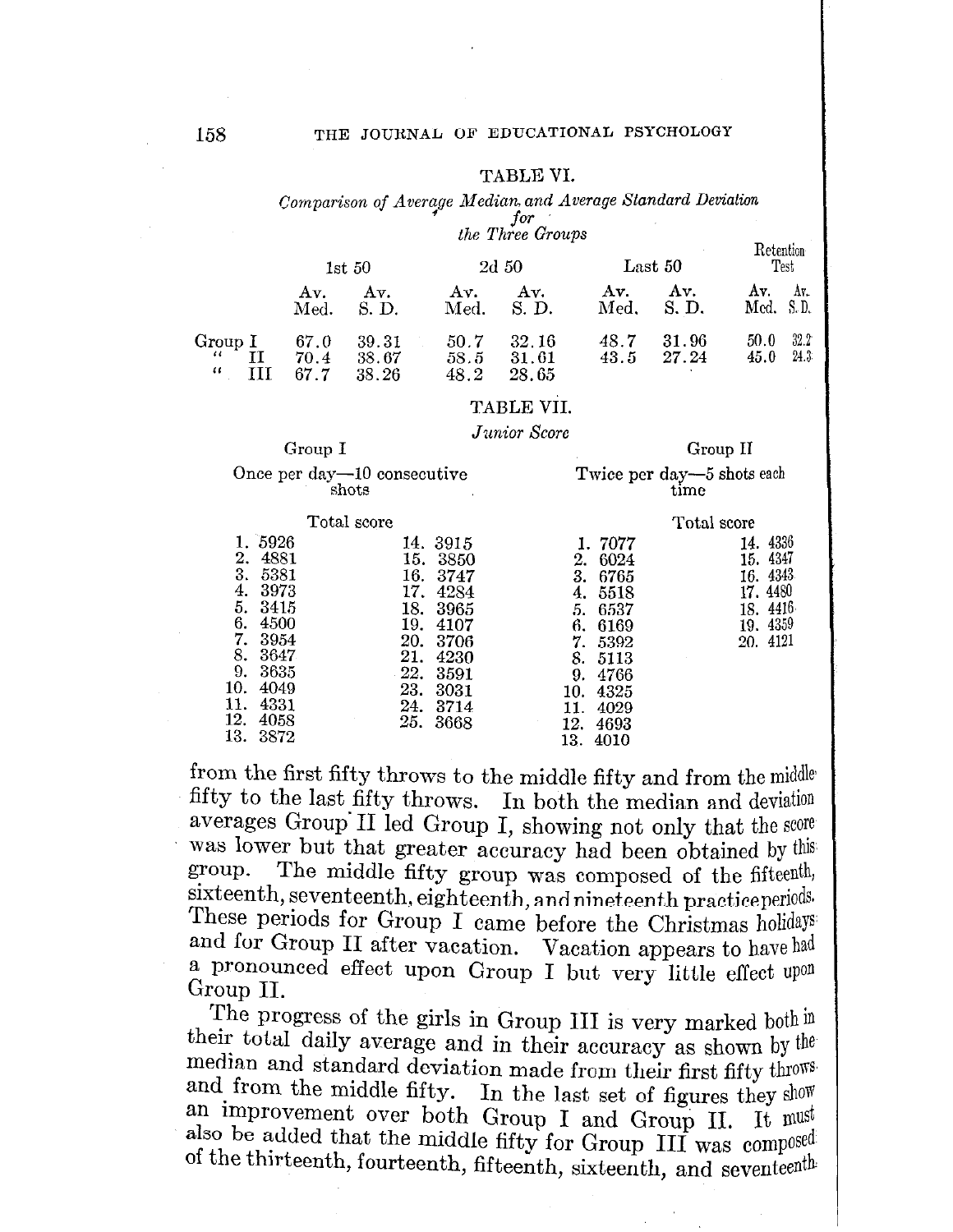TABLE VI.

*Comparison of Average Median and Average Standard Deviation for the Three Groups*

| | 1st 50 | | 2d 50 | | Last 50 | | Retention Test | |
|---|---|---|---|---|---|---|---|---|
| | Av. Med. | Av. S. D. | Av. Med. | Av. S. D. | Av. Med. | Av. S. D. | Av. Med. | Av. S. D. |
| Group I | 67.0 | 39.31 | 50.7 | 32.16 | 48.7 | 31.96 | 50.0 | 32.2 |
| " II | 70.4 | 38.67 | 58.5 | 31.61 | 43.5 | 27.24 | 45.0 | 24.3 |
| " III | 67.7 | 38.26 | 48.2 | 28.65 | | | | |

TABLE VII.

*Junior Score*

| Group I — Once per day—10 consecutive shots — Total score | | Group II — Twice per day—5 shots each time — Total score | |
|---|---|---|---|
| 1. 5926 | 14. 3915 | 1. 7077 | 14. 4336 |
| 2. 4881 | 15. 3850 | 2. 6024 | 15. 4347 |
| 3. 5381 | 16. 3747 | 3. 6765 | 16. 4343 |
| 4. 3973 | 17. 4284 | 4. 5518 | 17. 4480 |
| 5. 3415 | 18. 3965 | 5. 6537 | 18. 4416 |
| 6. 4500 | 19. 4107 | 6. 6169 | 19. 4359 |
| 7. 3954 | 20. 3706 | 7. 5392 | 20. 4121 |
| 8. 3647 | 21. 4230 | 8. 5113 | |
| 9. 3635 | 22. 3591 | 9. 4766 | |
| 10. 4049 | 23. 3031 | 10. 4325 | |
| 11. 4331 | 24. 3714 | 11. 4029 | |
| 12. 4058 | 25. 3668 | 12. 4693 | |
| 13. 3872 | | 13. 4010 | |

from the first fifty throws to the middle fifty and from the middle fifty to the last fifty throws. In both the median and deviation averages Group II led Group I, showing not only that the score was lower but that greater accuracy had been obtained by this group. The middle fifty group was composed of the fifteenth, sixteenth, seventeenth, eighteenth, and nineteenth practice periods. These periods for Group I came before the Christmas holidays and for Group II after vacation. Vacation appears to have had a pronounced effect upon Group I but very little effect upon Group II.

The progress of the girls in Group III is very marked both in their total daily average and in their accuracy as shown by the median and standard deviation made from their first fifty throws and from the middle fifty. In the last set of figures they show an improvement over both Group I and Group II. It must also be added that the middle fifty for Group III was composed of the thirteenth, fourteenth, fifteenth, sixteenth, and seventeenth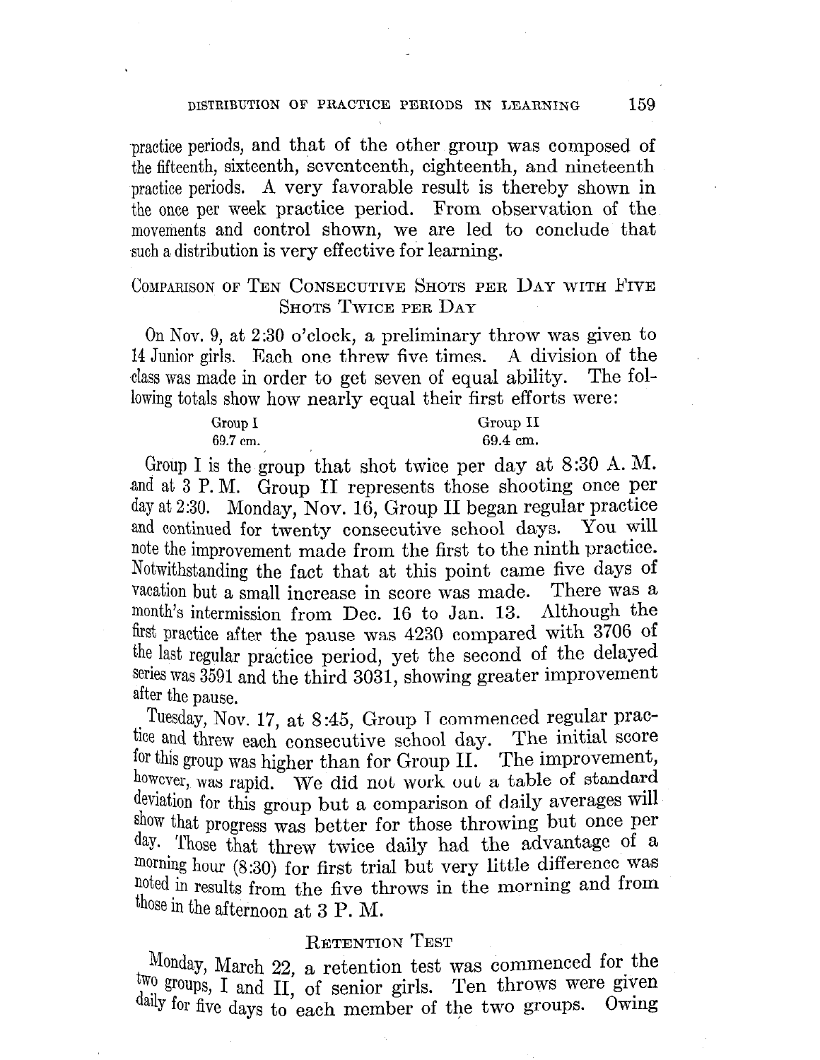practice periods, and that of the other group was composed of the fifteenth, sixteenth, seventeenth, eighteenth, and nineteenth practice periods. A very favorable result is thereby shown in the once per week practice period. From observation of the movements and control shown, we are led to conclude that such a distribution is very effective for learning.

## Comparison of Ten Consecutive Shots per Day with Five Shots Twice per Day

On Nov. 9, at 2:30 o'clock, a preliminary throw was given to 14 Junior girls. Each one threw five times. A division of the class was made in order to get seven of equal ability. The following totals show how nearly equal their first efforts were:

| Group I | Group II |
|---|---|
| 69.7 cm. | 69.4 cm. |

Group I is the group that shot twice per day at 8:30 A. M. and at 3 P. M. Group II represents those shooting once per day at 2:30. Monday, Nov. 16, Group II began regular practice and continued for twenty consecutive school days. You will note the improvement made from the first to the ninth practice. Notwithstanding the fact that at this point came five days of vacation but a small increase in score was made. There was a month's intermission from Dec. 16 to Jan. 13. Although the first practice after the pause was 4230 compared with 3706 of the last regular practice period, yet the second of the delayed series was 3591 and the third 3031, showing greater improvement after the pause.

Tuesday, Nov. 17, at 8:45, Group I commenced regular practice and threw each consecutive school day. The initial score for this group was higher than for Group II. The improvement, however, was rapid. We did not work out a table of standard deviation for this group but a comparison of daily averages will show that progress was better for those throwing but once per day. Those that threw twice daily had the advantage of a morning hour (8:30) for first trial but very little difference was noted in results from the five throws in the morning and from those in the afternoon at 3 P. M.

## Retention Test

Monday, March 22, a retention test was commenced for the two groups, I and II, of senior girls. Ten throws were given daily for five days to each member of the two groups. Owing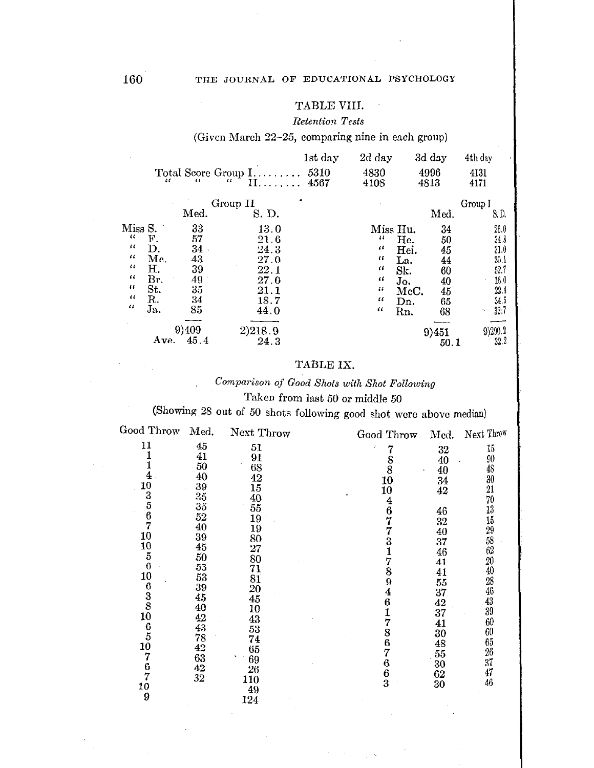## TABLE VIII.

*Retention Tests*

(Given March 22–25, comparing nine in each group)

| | 1st day | 2d day | 3d day | 4th day |
|---|---|---|---|---|
| Total Score Group I........ | 5310 | 4830 | 4996 | 4131 |
| " " " II........ | 4567 | 4108 | 4813 | 4171 |

| Group II | Med. | S. D. | Group I | Med. | S. D. |
|---|---|---|---|---|---|
| Miss S. | 33 | 13.0 | Miss Hu. | 34 | 26.0 |
| " F. | 57 | 21.6 | " He. | 50 | 34.8 |
| " D. | 34 | 24.3 | " Hei. | 45 | 31.0 |
| " Mc. | 43 | 27.0 | " La. | 44 | 30.1 |
| " H. | 39 | 22.1 | " Sk. | 60 | 52.7 |
| " Br. | 49 | 27.0 | " Jo. | 40 | 16.0 |
| " St. | 35 | 21.1 | " McC. | 45 | 22.4 |
| " R. | 34 | 18.7 | " Dn. | 65 | 34.5 |
| " Ja. | 85 | 44.0 | " Rn. | 68 | 32.7 |
| | 9)409 | 2)218.9 | | 9)451 | 9)290.2 |
| Ave. | 45.4 | 24.3 | | 50.1 | 32.2 |

## TABLE IX.

*Comparison of Good Shots with Shot Following*

Taken from last 50 or middle 50

(Showing 28 out of 50 shots following good shot were above median)

| Good Throw | Med. | Next Throw | Good Throw | Med. | Next Throw |
|---|---|---|---|---|---|
| 11 | 45 | 51 | 7 | 32 | 15 |
| 1 | 41 | 91 | 8 | 40 | 90 |
| 1 | 50 | 68 | 8 | 40 | 48 |
| 4 | 40 | 42 | 10 | 34 | 30 |
| 10 | 39 | 15 | 10 | 42 | 21 |
| 3 | 35 | 40 | 4 | | 70 |
| 5 | 35 | 55 | 6 | 46 | 13 |
| 6 | 52 | 19 | 7 | 32 | 15 |
| 7 | 40 | 19 | 7 | 40 | 29 |
| 10 | 39 | 80 | 3 | 37 | 58 |
| 10 | 45 | 27 | 1 | 46 | 62 |
| 5 | 50 | 80 | 7 | 41 | 20 |
| 6 | 53 | 71 | 8 | 41 | 40 |
| 10 | 53 | 81 | 9 | 55 | 28 |
| 6 | 39 | 20 | 4 | 37 | 46 |
| 3 | 45 | 45 | 6 | 42 | 43 |
| 8 | 40 | 10 | 1 | 37 | 39 |
| 10 | 42 | 43 | 7 | 41 | 60 |
| 6 | 43 | 53 | 8 | 30 | 60 |
| 5 | 78 | 74 | 6 | 48 | 65 |
| 10 | 42 | 65 | 7 | 55 | 26 |
| 7 | 63 | 69 | 6 | 30 | 37 |
| 6 | 42 | 26 | 6 | 62 | 47 |
| 7 | 32 | 110 | 3 | 30 | 46 |
| 10 | | 49 | | | |
| 9 | | 124 | | | |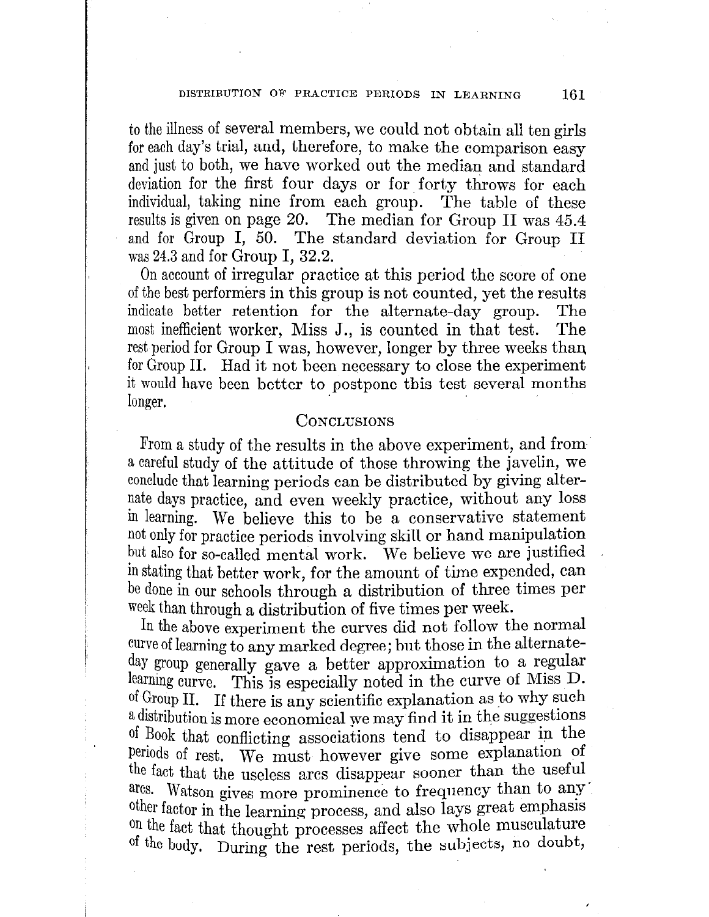to the illness of several members, we could not obtain all ten girls for each day's trial, and, therefore, to make the comparison easy and just to both, we have worked out the median and standard deviation for the first four days or for forty throws for each individual, taking nine from each group. The table of these results is given on page 20. The median for Group II was 45.4 and for Group I, 50. The standard deviation for Group II was 24.3 and for Group I, 32.2.

On account of irregular practice at this period the score of one of the best performers in this group is not counted, yet the results indicate better retention for the alternate-day group. The most inefficient worker, Miss J., is counted in that test. The rest period for Group I was, however, longer by three weeks than for Group II. Had it not been necessary to close the experiment it would have been better to postpone this test several months longer.

## Conclusions

From a study of the results in the above experiment, and from a careful study of the attitude of those throwing the javelin, we conclude that learning periods can be distributed by giving alternate days practice, and even weekly practice, without any loss in learning. We believe this to be a conservative statement not only for practice periods involving skill or hand manipulation but also for so-called mental work. We believe we are justified in stating that better work, for the amount of time expended, can be done in our schools through a distribution of three times per week than through a distribution of five times per week.

In the above experiment the curves did not follow the normal curve of learning to any marked degree; but those in the alternate-day group generally gave a better approximation to a regular learning curve. This is especially noted in the curve of Miss D. of Group II. If there is any scientific explanation as to why such a distribution is more economical we may find it in the suggestions of Book that conflicting associations tend to disappear in the periods of rest. We must however give some explanation of the fact that the useless arcs disappear sooner than the useful arcs. Watson gives more prominence to frequency than to any other factor in the learning process, and also lays great emphasis on the fact that thought processes affect the whole musculature of the body. During the rest periods, the subjects, no doubt,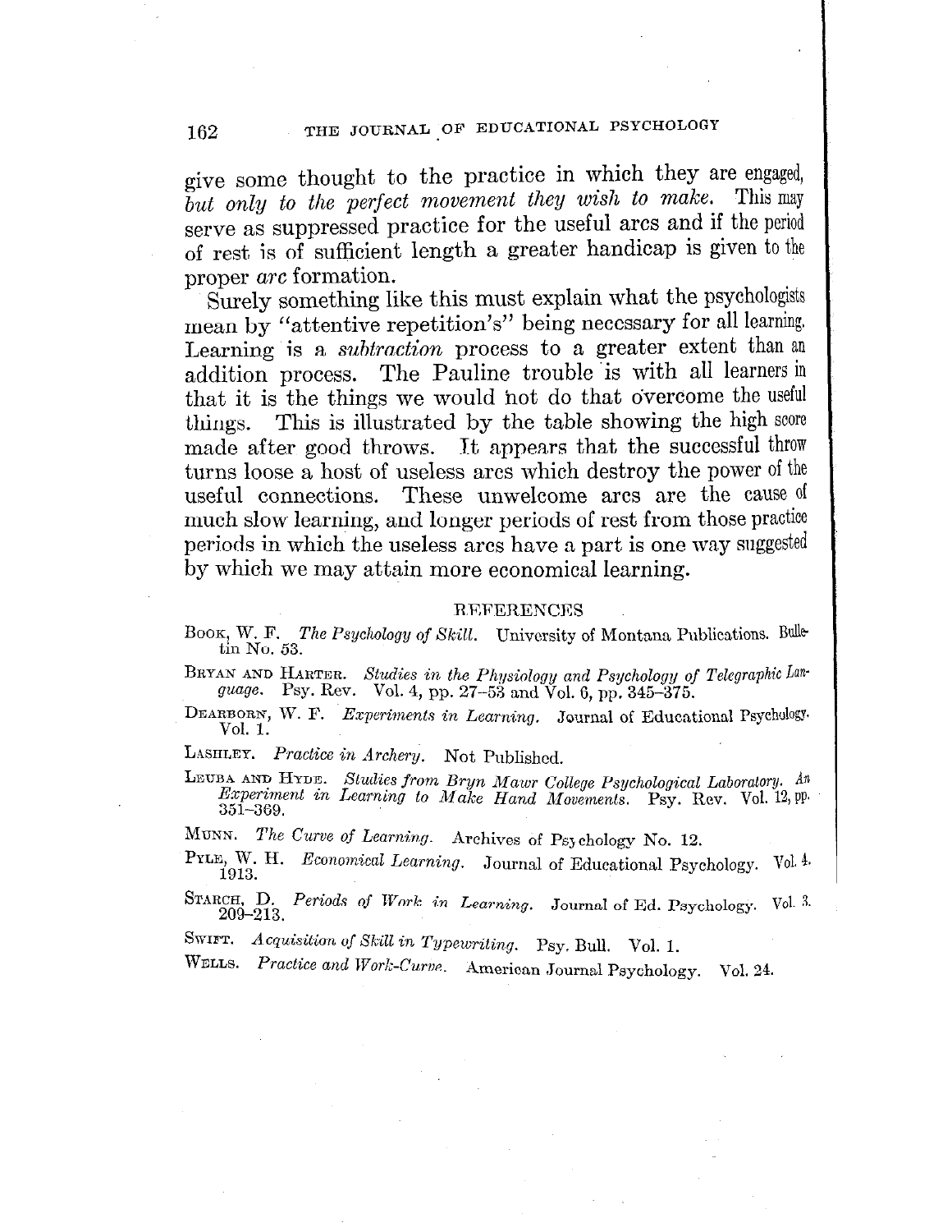give some thought to the practice in which they are engaged, *but only to the perfect movement they wish to make.* This may serve as suppressed practice for the useful arcs and if the period of rest is of sufficient length a greater handicap is given to the proper *arc* formation.

Surely something like this must explain what the psychologists mean by "attentive repetition's" being necessary for all learning. Learning is a *subtraction* process to a greater extent than an addition process. The Pauline trouble is with all learners in that it is the things we would not do that overcome the useful things. This is illustrated by the table showing the high score made after good throws. It appears that the successful throw turns loose a host of useless arcs which destroy the power of the useful connections. These unwelcome arcs are the cause of much slow learning, and longer periods of rest from those practice periods in which the useless arcs have a part is one way suggested by which we may attain more economical learning.

## REFERENCES

Book, W. F. *The Psychology of Skill.* University of Montana Publications. Bulletin No. 53.

Bryan and Harter. *Studies in the Physiology and Psychology of Telegraphic Language.* Psy. Rev. Vol. 4, pp. 27–53 and Vol. 6, pp. 345–375.

Dearborn, W. F. *Experiments in Learning.* Journal of Educational Psychology. Vol. 1.

Lashley. *Practice in Archery.* Not Published.

Leuba and Hyde. *Studies from Bryn Mawr College Psychological Laboratory. An Experiment in Learning to Make Hand Movements.* Psy. Rev. Vol. 12, pp. 351–369.

Munn. *The Curve of Learning.* Archives of Psychology No. 12.

Pyle, W. H. *Economical Learning.* Journal of Educational Psychology. Vol. 4. 1913.

Starch, D. *Periods of Work in Learning.* Journal of Ed. Psychology. Vol. 3. 209–213.

Swift. *Acquisition of Skill in Typewriting.* Psy. Bull. Vol. 1.

Wells. *Practice and Work-Curve.* American Journal Psychology. Vol. 24.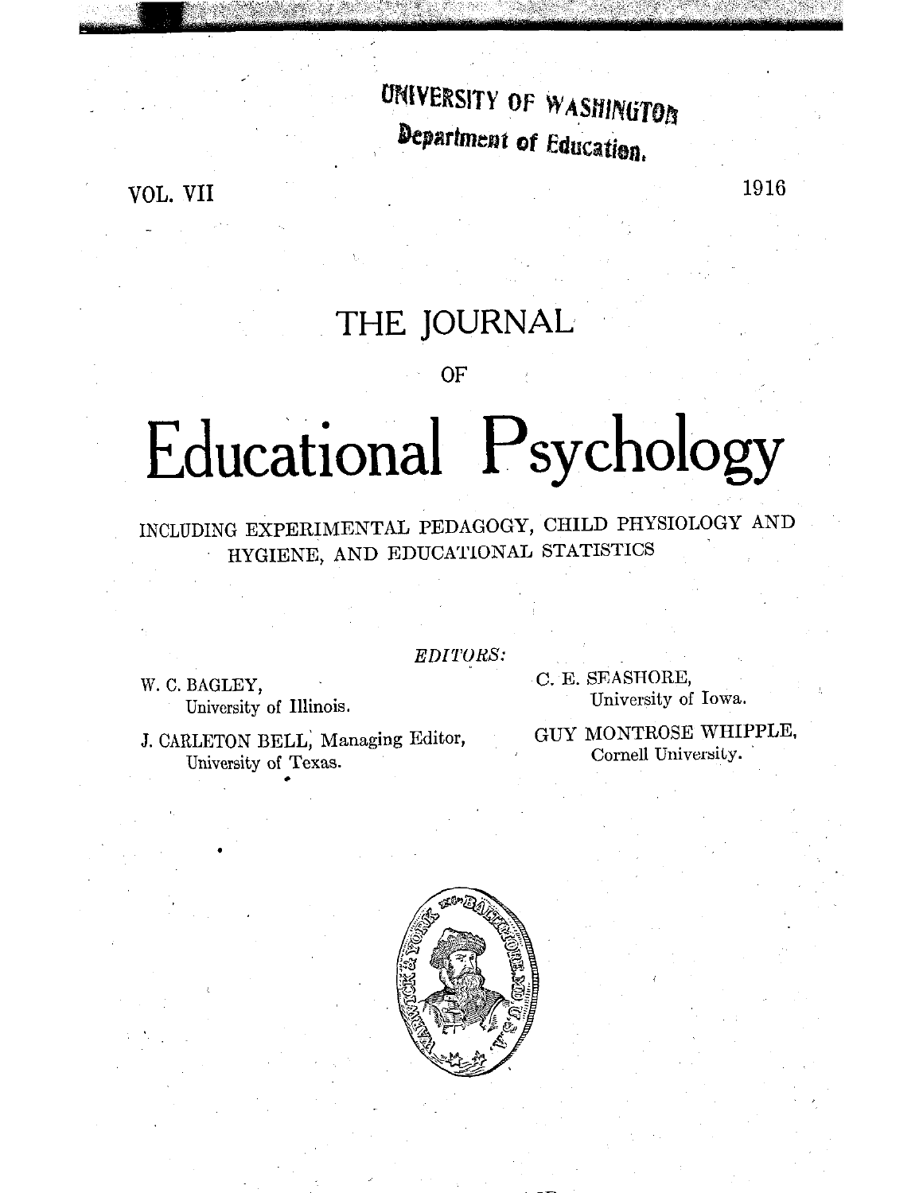UNIVERSITY OF WASHINGTON
Department of Education.

VOL. VII

1916

# THE JOURNAL

OF

# Educational Psychology

INCLUDING EXPERIMENTAL PEDAGOGY, CHILD PHYSIOLOGY AND HYGIENE, AND EDUCATIONAL STATISTICS

*EDITORS:*

W. C. BAGLEY,
University of Illinois.

J. CARLETON BELL, Managing Editor,
University of Texas.

C. E. SEASHORE,
University of Iowa.

GUY MONTROSE WHIPPLE,
Cornell University.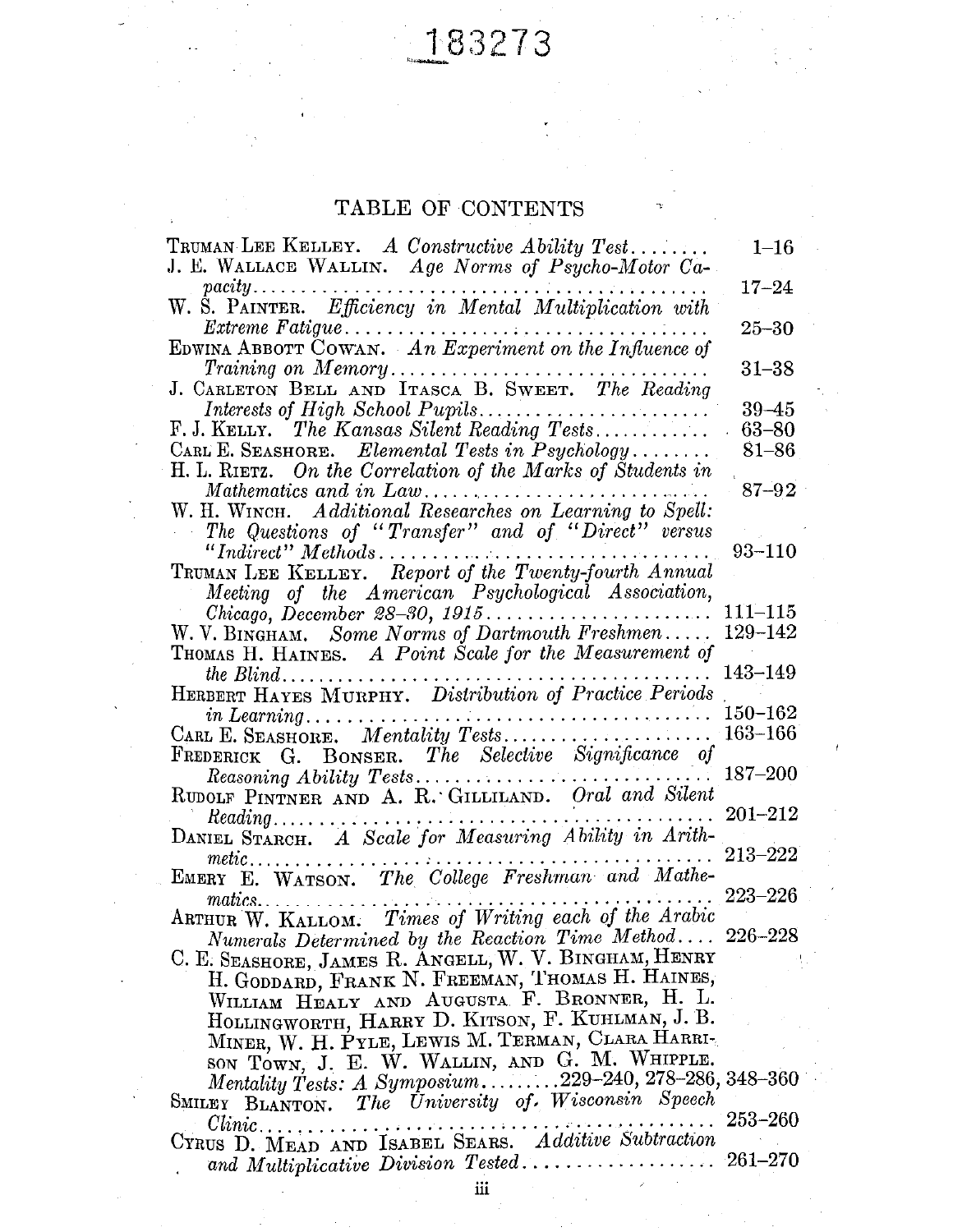183273

# TABLE OF CONTENTS

| | |
|---|---|
| TRUMAN LEE KELLEY. *A Constructive Ability Test* | 1–16 |
| J. E. WALLACE WALLIN. *Age Norms of Psycho-Motor Capacity* | 17–24 |
| W. S. PAINTER. *Efficiency in Mental Multiplication with Extreme Fatigue* | 25–30 |
| EDWINA ABBOTT COWAN. *An Experiment on the Influence of Training on Memory* | 31–38 |
| J. CARLETON BELL AND ITASCA B. SWEET. *The Reading Interests of High School Pupils* | 39–45 |
| F. J. KELLY. *The Kansas Silent Reading Tests* | 63–80 |
| CARL E. SEASHORE. *Elemental Tests in Psychology* | 81–86 |
| H. L. RIETZ. *On the Correlation of the Marks of Students in Mathematics and in Law* | 87–92 |
| W. H. WINCH. *Additional Researches on Learning to Spell: The Questions of "Transfer" and of "Direct" versus "Indirect" Methods* | 93–110 |
| TRUMAN LEE KELLEY. *Report of the Twenty-fourth Annual Meeting of the American Psychological Association, Chicago, December 28–30, 1915* | 111–115 |
| W. V. BINGHAM. *Some Norms of Dartmouth Freshmen* | 129–142 |
| THOMAS H. HAINES. *A Point Scale for the Measurement of the Blind* | 143–149 |
| HERBERT HAYES MURPHY. *Distribution of Practice Periods in Learning* | 150–162 |
| CARL E. SEASHORE. *Mentality Tests* | 163–166 |
| FREDERICK G. BONSER. *The Selective Significance of Reasoning Ability Tests* | 187–200 |
| RUDOLF PINTNER AND A. R. GILLILAND. *Oral and Silent Reading* | 201–212 |
| DANIEL STARCH. *A Scale for Measuring Ability in Arithmetic* | 213–222 |
| EMERY E. WATSON. *The College Freshman and Mathematics* | 223–226 |
| ARTHUR W. KALLOM. *Times of Writing each of the Arabic Numerals Determined by the Reaction Time Method* | 226–228 |
| C. E. SEASHORE, JAMES R. ANGELL, W. V. BINGHAM, HENRY H. GODDARD, FRANK N. FREEMAN, THOMAS H. HAINES, WILLIAM HEALY AND AUGUSTA F. BRONNER, H. L. HOLLINGWORTH, HARRY D. KITSON, F. KUHLMAN, J. B. MINER, W. H. PYLE, LEWIS M. TERMAN, CLARA HARRISON TOWN, J. E. W. WALLIN, AND G. M. WHIPPLE. *Mentality Tests: A Symposium* | 229–240, 278–286, 348–360 |
| SMILEY BLANTON. *The University of Wisconsin Speech Clinic* | 253–260 |
| CYRUS D. MEAD AND ISABEL SEARS. *Additive Subtraction and Multiplicative Division Tested* | 261–270 |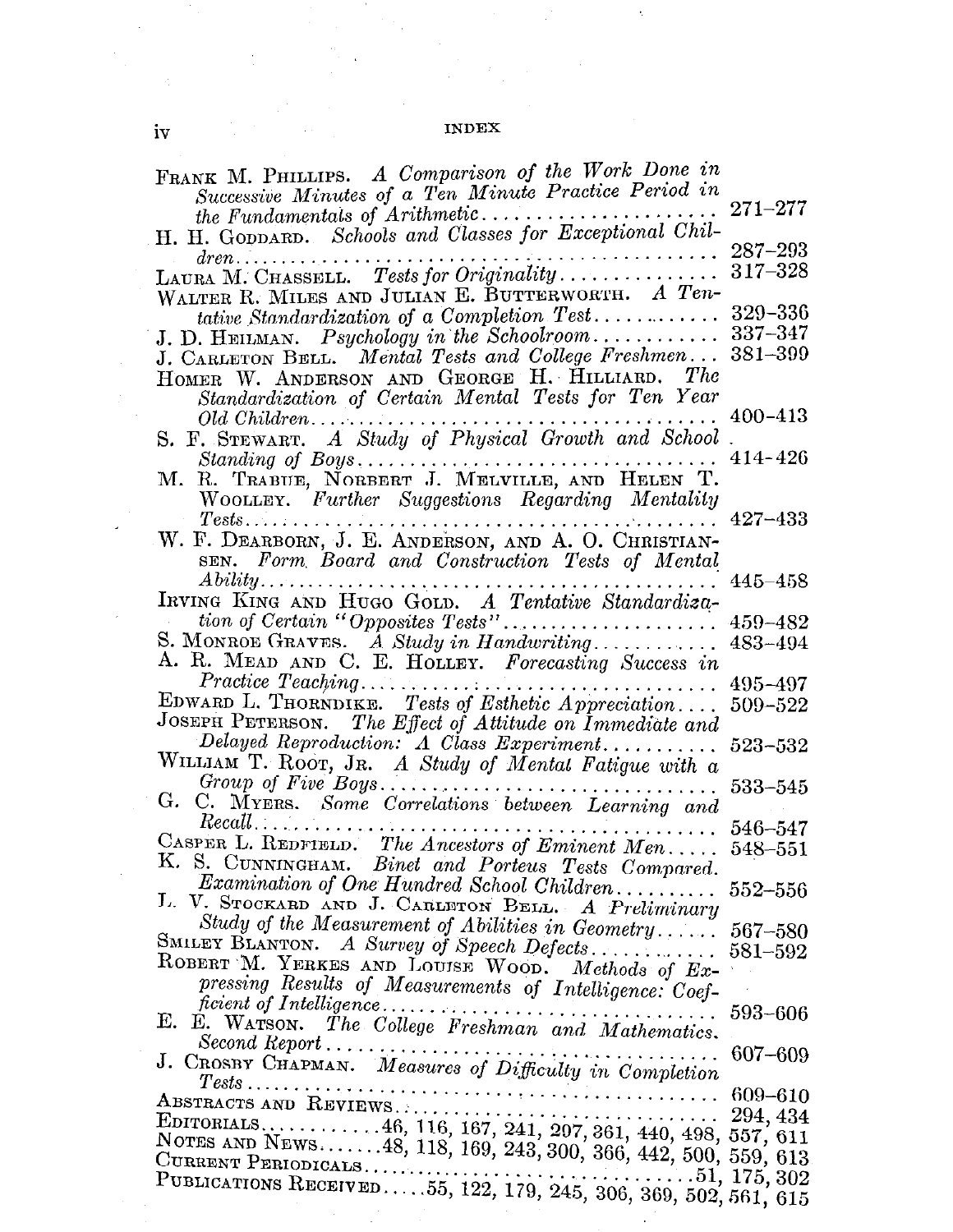Frank M. Phillips. *A Comparison of the Work Done in Successive Minutes of a Ten Minute Practice Period in the Fundamentals of Arithmetic* ..... 271–277

H. H. Goddard. *Schools and Classes for Exceptional Children* ..... 287–293

Laura M. Chassell. *Tests for Originality* ..... 317–328

Walter R. Miles and Julian E. Butterworth. *A Tentative Standardization of a Completion Test* ..... 329–336

J. D. Heilman. *Psychology in the Schoolroom* ..... 337–347

J. Carleton Bell. *Mental Tests and College Freshmen* ..... 381–399

Homer W. Anderson and George H. Hilliard. *The Standardization of Certain Mental Tests for Ten Year Old Children* ..... 400–413

S. F. Stewart. *A Study of Physical Growth and School Standing of Boys* ..... 414–426

M. R. Trabue, Norbert J. Melville, and Helen T. Woolley. *Further Suggestions Regarding Mentality Tests* ..... 427–433

W. F. Dearborn, J. E. Anderson, and A. O. Christiansen. *Form Board and Construction Tests of Mental Ability* ..... 445–458

Irving King and Hugo Gold. *A Tentative Standardization of Certain "Opposites Tests"* ..... 459–482

S. Monroe Graves. *A Study in Handwriting* ..... 483–494

A. R. Mead and C. E. Holley. *Forecasting Success in Practice Teaching* ..... 495–497

Edward L. Thorndike. *Tests of Esthetic Appreciation* ..... 509–522

Joseph Peterson. *The Effect of Attitude on Immediate and Delayed Reproduction: A Class Experiment* ..... 523–532

William T. Root, Jr. *A Study of Mental Fatigue with a Group of Five Boys* ..... 533–545

G. C. Myers. *Some Correlations between Learning and Recall* ..... 546–547

Casper L. Redfield. *The Ancestors of Eminent Men* ..... 548–551

K. S. Cunningham. *Binet and Porteus Tests Compared. Examination of One Hundred School Children* ..... 552–556

L. V. Stockard and J. Carleton Bell. *A Preliminary Study of the Measurement of Abilities in Geometry* ..... 567–580

Smiley Blanton. *A Survey of Speech Defects* ..... 581–592

Robert M. Yerkes and Louise Wood. *Methods of Expressing Results of Measurements of Intelligence: Coefficient of Intelligence* ..... 593–606

E. E. Watson. *The College Freshman and Mathematics. Second Report* ..... 607–609

J. Crosby Chapman. *Measures of Difficulty in Completion Tests* ..... 609–610

Abstracts and Reviews ..... 294, 434

Editorials ..... 46, 116, 167, 241, 297, 361, 440, 498, 557, 611

Notes and News ..... 48, 118, 169, 243, 300, 366, 442, 500, 559, 613

Current Periodicals ..... 51, 175, 302

Publications Received ..... 55, 122, 179, 245, 306, 369, 502, 561, 615